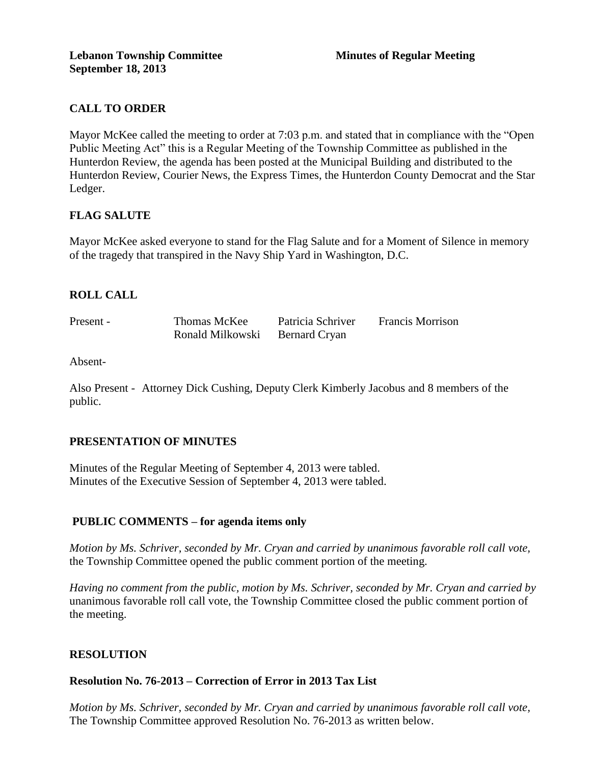**Lebanon Township Committee** **Minutes of Regular Meeting**
**September 18, 2013**

## CALL TO ORDER

Mayor McKee called the meeting to order at 7:03 p.m. and stated that in compliance with the "Open Public Meeting Act" this is a Regular Meeting of the Township Committee as published in the Hunterdon Review, the agenda has been posted at the Municipal Building and distributed to the Hunterdon Review, Courier News, the Express Times, the Hunterdon County Democrat and the Star Ledger.

## FLAG SALUTE

Mayor McKee asked everyone to stand for the Flag Salute and for a Moment of Silence in memory of the tragedy that transpired in the Navy Ship Yard in Washington, D.C.

## ROLL CALL

| Present - | Thomas McKee | Patricia Schriver | Francis Morrison |
|---|---|---|---|
| | Ronald Milkowski | Bernard Cryan | |

Absent-

Also Present - Attorney Dick Cushing, Deputy Clerk Kimberly Jacobus and 8 members of the public.

## PRESENTATION OF MINUTES

Minutes of the Regular Meeting of September 4, 2013 were tabled.
Minutes of the Executive Session of September 4, 2013 were tabled.

## PUBLIC COMMENTS – for agenda items only

*Motion by Ms. Schriver, seconded by Mr. Cryan and carried by unanimous favorable roll call vote,* the Township Committee opened the public comment portion of the meeting.

*Having no comment from the public, motion by Ms. Schriver, seconded by Mr. Cryan and carried by* unanimous favorable roll call vote, the Township Committee closed the public comment portion of the meeting.

## RESOLUTION

### Resolution No. 76-2013 – Correction of Error in 2013 Tax List

*Motion by Ms. Schriver, seconded by Mr. Cryan and carried by unanimous favorable roll call vote,* The Township Committee approved Resolution No. 76-2013 as written below.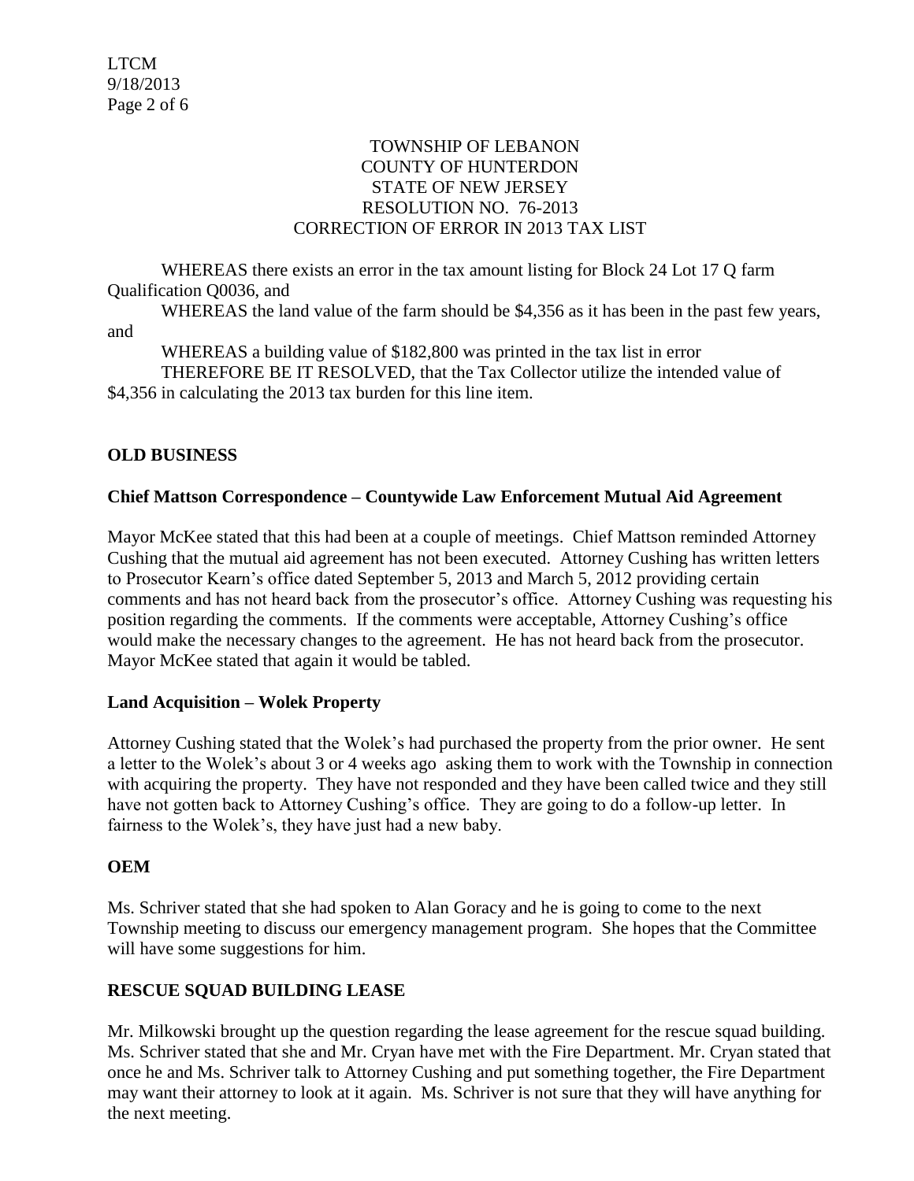TOWNSHIP OF LEBANON
COUNTY OF HUNTERDON
STATE OF NEW JERSEY
RESOLUTION NO. 76-2013
CORRECTION OF ERROR IN 2013 TAX LIST

WHEREAS there exists an error in the tax amount listing for Block 24 Lot 17 Q farm Qualification Q0036, and

WHEREAS the land value of the farm should be $4,356 as it has been in the past few years, and

WHEREAS a building value of $182,800 was printed in the tax list in error

THEREFORE BE IT RESOLVED, that the Tax Collector utilize the intended value of $4,356 in calculating the 2013 tax burden for this line item.

## OLD BUSINESS

### Chief Mattson Correspondence – Countywide Law Enforcement Mutual Aid Agreement

Mayor McKee stated that this had been at a couple of meetings. Chief Mattson reminded Attorney Cushing that the mutual aid agreement has not been executed. Attorney Cushing has written letters to Prosecutor Kearn's office dated September 5, 2013 and March 5, 2012 providing certain comments and has not heard back from the prosecutor's office. Attorney Cushing was requesting his position regarding the comments. If the comments were acceptable, Attorney Cushing's office would make the necessary changes to the agreement. He has not heard back from the prosecutor. Mayor McKee stated that again it would be tabled.

### Land Acquisition – Wolek Property

Attorney Cushing stated that the Wolek's had purchased the property from the prior owner. He sent a letter to the Wolek's about 3 or 4 weeks ago asking them to work with the Township in connection with acquiring the property. They have not responded and they have been called twice and they still have not gotten back to Attorney Cushing's office. They are going to do a follow-up letter. In fairness to the Wolek's, they have just had a new baby.

### OEM

Ms. Schriver stated that she had spoken to Alan Goracy and he is going to come to the next Township meeting to discuss our emergency management program. She hopes that the Committee will have some suggestions for him.

### RESCUE SQUAD BUILDING LEASE

Mr. Milkowski brought up the question regarding the lease agreement for the rescue squad building. Ms. Schriver stated that she and Mr. Cryan have met with the Fire Department. Mr. Cryan stated that once he and Ms. Schriver talk to Attorney Cushing and put something together, the Fire Department may want their attorney to look at it again. Ms. Schriver is not sure that they will have anything for the next meeting.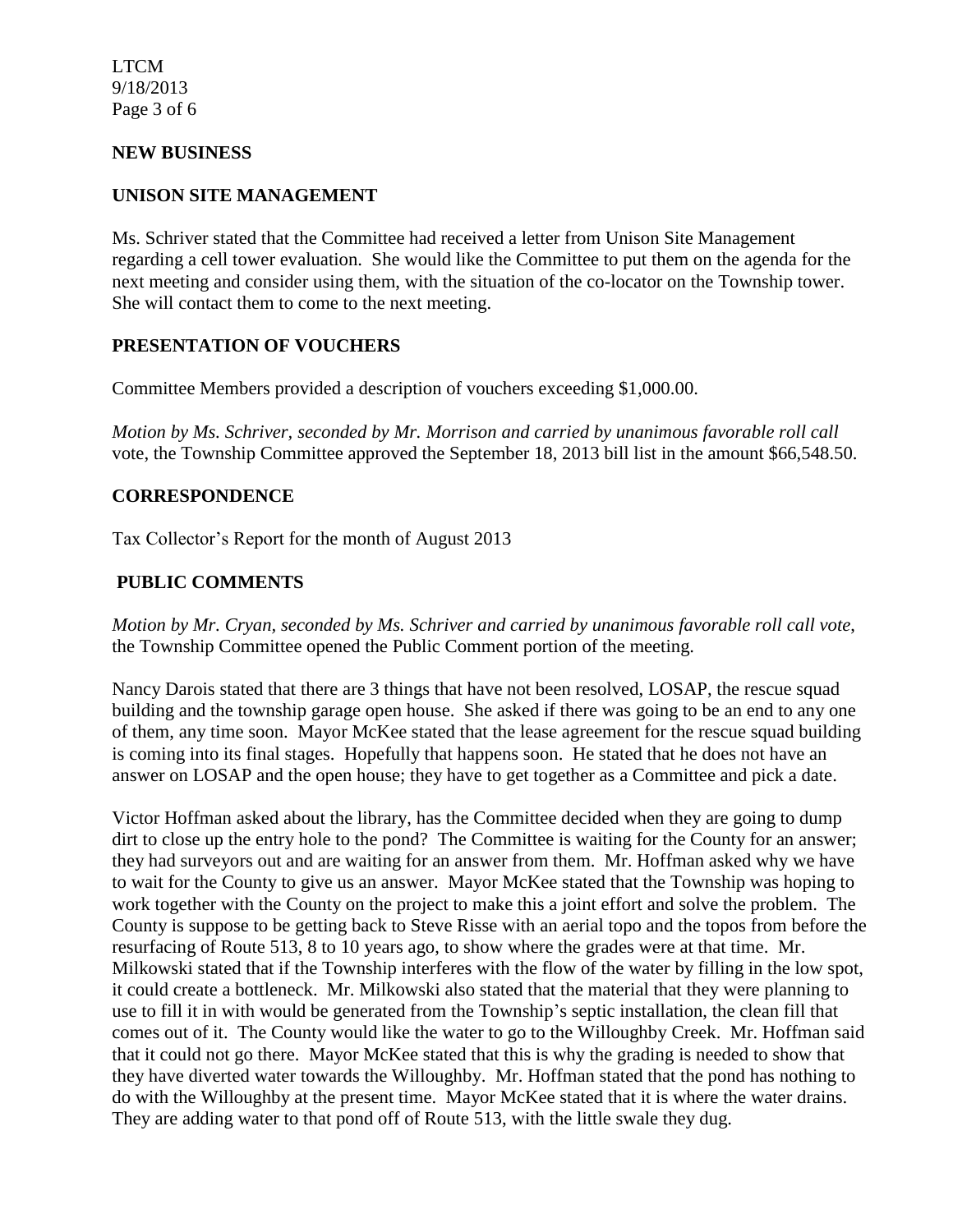## NEW BUSINESS

## UNISON SITE MANAGEMENT

Ms. Schriver stated that the Committee had received a letter from Unison Site Management regarding a cell tower evaluation. She would like the Committee to put them on the agenda for the next meeting and consider using them, with the situation of the co-locator on the Township tower. She will contact them to come to the next meeting.

## PRESENTATION OF VOUCHERS

Committee Members provided a description of vouchers exceeding $1,000.00.

*Motion by Ms. Schriver, seconded by Mr. Morrison and carried by unanimous favorable roll call* vote, the Township Committee approved the September 18, 2013 bill list in the amount $66,548.50.

## CORRESPONDENCE

Tax Collector's Report for the month of August 2013

## PUBLIC COMMENTS

*Motion by Mr. Cryan, seconded by Ms. Schriver and carried by unanimous favorable roll call vote*, the Township Committee opened the Public Comment portion of the meeting.

Nancy Darois stated that there are 3 things that have not been resolved, LOSAP, the rescue squad building and the township garage open house. She asked if there was going to be an end to any one of them, any time soon. Mayor McKee stated that the lease agreement for the rescue squad building is coming into its final stages. Hopefully that happens soon. He stated that he does not have an answer on LOSAP and the open house; they have to get together as a Committee and pick a date.

Victor Hoffman asked about the library, has the Committee decided when they are going to dump dirt to close up the entry hole to the pond? The Committee is waiting for the County for an answer; they had surveyors out and are waiting for an answer from them. Mr. Hoffman asked why we have to wait for the County to give us an answer. Mayor McKee stated that the Township was hoping to work together with the County on the project to make this a joint effort and solve the problem. The County is suppose to be getting back to Steve Risse with an aerial topo and the topos from before the resurfacing of Route 513, 8 to 10 years ago, to show where the grades were at that time. Mr. Milkowski stated that if the Township interferes with the flow of the water by filling in the low spot, it could create a bottleneck. Mr. Milkowski also stated that the material that they were planning to use to fill it in with would be generated from the Township's septic installation, the clean fill that comes out of it. The County would like the water to go to the Willoughby Creek. Mr. Hoffman said that it could not go there. Mayor McKee stated that this is why the grading is needed to show that they have diverted water towards the Willoughby. Mr. Hoffman stated that the pond has nothing to do with the Willoughby at the present time. Mayor McKee stated that it is where the water drains. They are adding water to that pond off of Route 513, with the little swale they dug.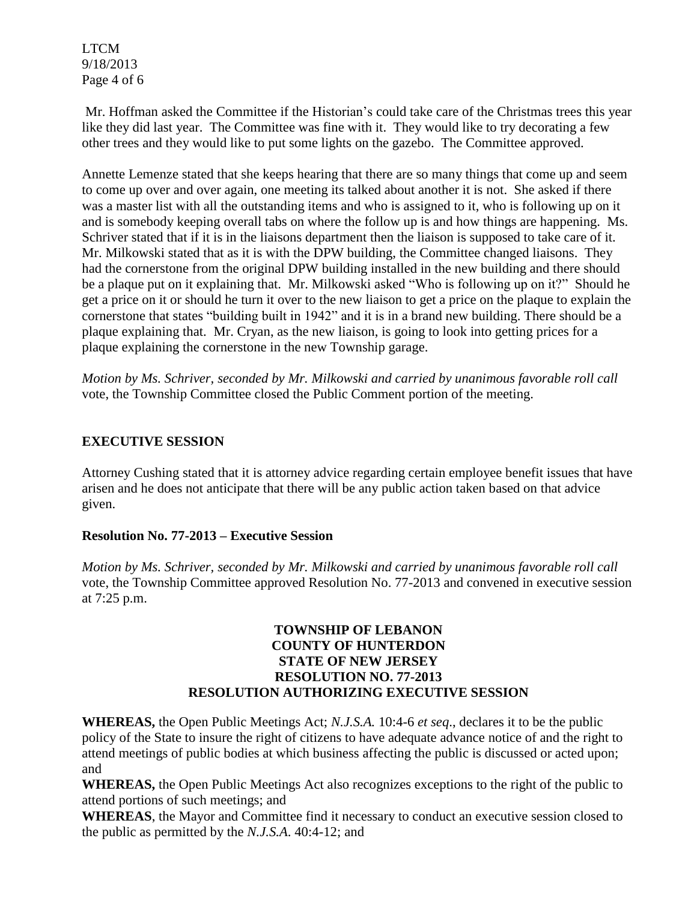Mr. Hoffman asked the Committee if the Historian's could take care of the Christmas trees this year like they did last year. The Committee was fine with it. They would like to try decorating a few other trees and they would like to put some lights on the gazebo. The Committee approved.

Annette Lemenze stated that she keeps hearing that there are so many things that come up and seem to come up over and over again, one meeting its talked about another it is not. She asked if there was a master list with all the outstanding items and who is assigned to it, who is following up on it and is somebody keeping overall tabs on where the follow up is and how things are happening. Ms. Schriver stated that if it is in the liaisons department then the liaison is supposed to take care of it. Mr. Milkowski stated that as it is with the DPW building, the Committee changed liaisons. They had the cornerstone from the original DPW building installed in the new building and there should be a plaque put on it explaining that. Mr. Milkowski asked "Who is following up on it?" Should he get a price on it or should he turn it over to the new liaison to get a price on the plaque to explain the cornerstone that states "building built in 1942" and it is in a brand new building. There should be a plaque explaining that. Mr. Cryan, as the new liaison, is going to look into getting prices for a plaque explaining the cornerstone in the new Township garage.

*Motion by Ms. Schriver, seconded by Mr. Milkowski and carried by unanimous favorable roll call* vote, the Township Committee closed the Public Comment portion of the meeting.

## EXECUTIVE SESSION

Attorney Cushing stated that it is attorney advice regarding certain employee benefit issues that have arisen and he does not anticipate that there will be any public action taken based on that advice given.

### Resolution No. 77-2013 – Executive Session

*Motion by Ms. Schriver, seconded by Mr. Milkowski and carried by unanimous favorable roll call* vote, the Township Committee approved Resolution No. 77-2013 and convened in executive session at 7:25 p.m.

**TOWNSHIP OF LEBANON**
**COUNTY OF HUNTERDON**
**STATE OF NEW JERSEY**
**RESOLUTION NO. 77-2013**
**RESOLUTION AUTHORIZING EXECUTIVE SESSION**

**WHEREAS,** the Open Public Meetings Act; *N.J.S.A.* 10:4-6 *et seq*., declares it to be the public policy of the State to insure the right of citizens to have adequate advance notice of and the right to attend meetings of public bodies at which business affecting the public is discussed or acted upon; and

**WHEREAS,** the Open Public Meetings Act also recognizes exceptions to the right of the public to attend portions of such meetings; and

**WHEREAS**, the Mayor and Committee find it necessary to conduct an executive session closed to the public as permitted by the *N.J.S.A.* 40:4-12; and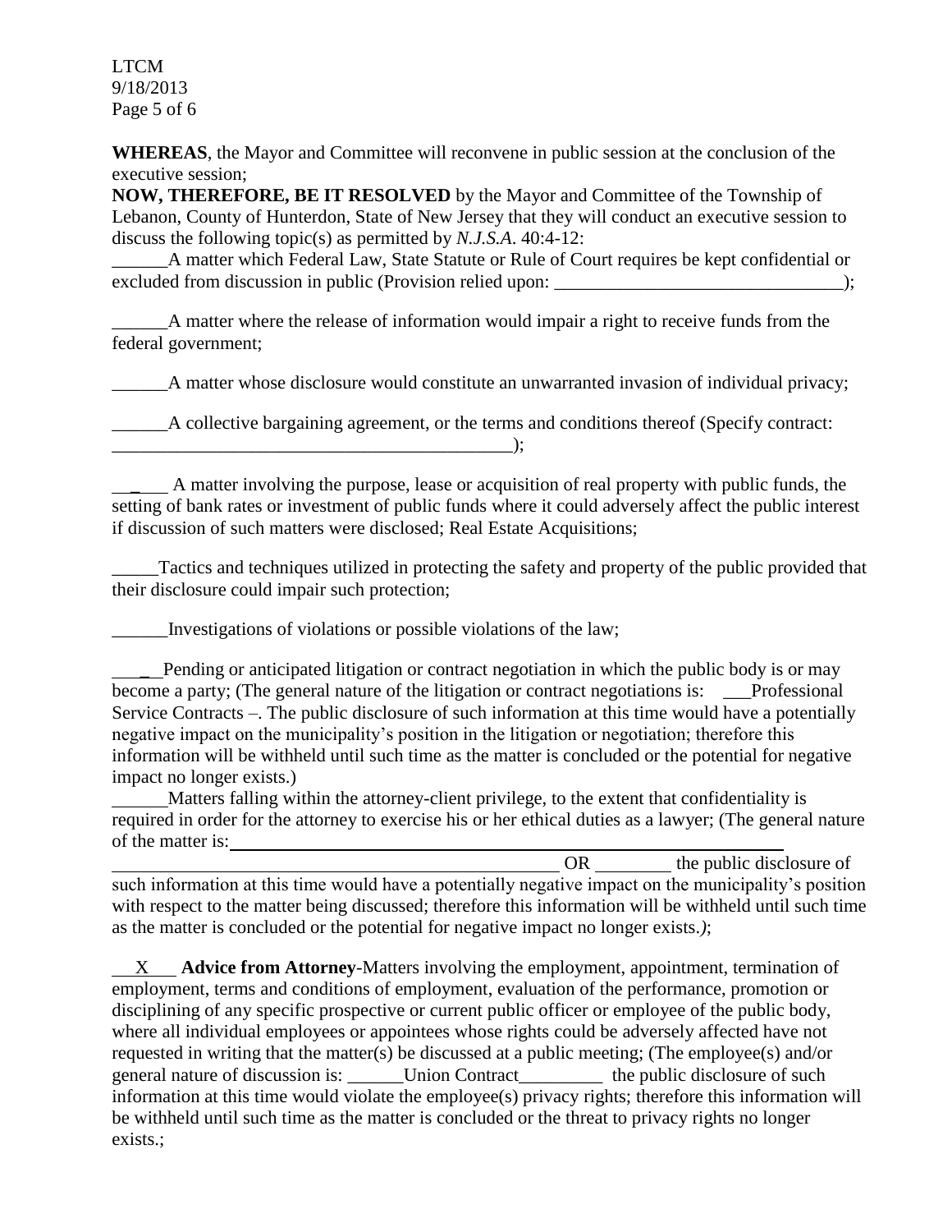**WHEREAS**, the Mayor and Committee will reconvene in public session at the conclusion of the executive session;

**NOW, THEREFORE, BE IT RESOLVED** by the Mayor and Committee of the Township of Lebanon, County of Hunterdon, State of New Jersey that they will conduct an executive session to discuss the following topic(s) as permitted by *N.J.S.A*. 40:4-12:

______A matter which Federal Law, State Statute or Rule of Court requires be kept confidential or excluded from discussion in public (Provision relied upon: ________________________________);

______A matter where the release of information would impair a right to receive funds from the federal government;

______A matter whose disclosure would constitute an unwarranted invasion of individual privacy;

______A collective bargaining agreement, or the terms and conditions thereof (Specify contract: _____________________________________________);

_______ A matter involving the purpose, lease or acquisition of real property with public funds, the setting of bank rates or investment of public funds where it could adversely affect the public interest if discussion of such matters were disclosed; Real Estate Acquisitions;

_____Tactics and techniques utilized in protecting the safety and property of the public provided that their disclosure could impair such protection;

______Investigations of violations or possible violations of the law;

_____Pending or anticipated litigation or contract negotiation in which the public body is or may become a party; (The general nature of the litigation or contract negotiations is: ___Professional Service Contracts –. The public disclosure of such information at this time would have a potentially negative impact on the municipality's position in the litigation or negotiation; therefore this information will be withheld until such time as the matter is concluded or the potential for negative impact no longer exists.)

______Matters falling within the attorney-client privilege, to the extent that confidentiality is required in order for the attorney to exercise his or her ethical duties as a lawyer; (The general nature of the matter is: _______________________________________________________________
__________________________________________________ OR ________ the public disclosure of such information at this time would have a potentially negative impact on the municipality's position with respect to the matter being discussed; therefore this information will be withheld until such time as the matter is concluded or the potential for negative impact no longer exists.*)*;

\_\_X\_\_\_ **Advice from Attorney**-Matters involving the employment, appointment, termination of employment, terms and conditions of employment, evaluation of the performance, promotion or disciplining of any specific prospective or current public officer or employee of the public body, where all individual employees or appointees whose rights could be adversely affected have not requested in writing that the matter(s) be discussed at a public meeting; (The employee(s) and/or general nature of discussion is: ______Union Contract_________ the public disclosure of such information at this time would violate the employee(s) privacy rights; therefore this information will be withheld until such time as the matter is concluded or the threat to privacy rights no longer exists.;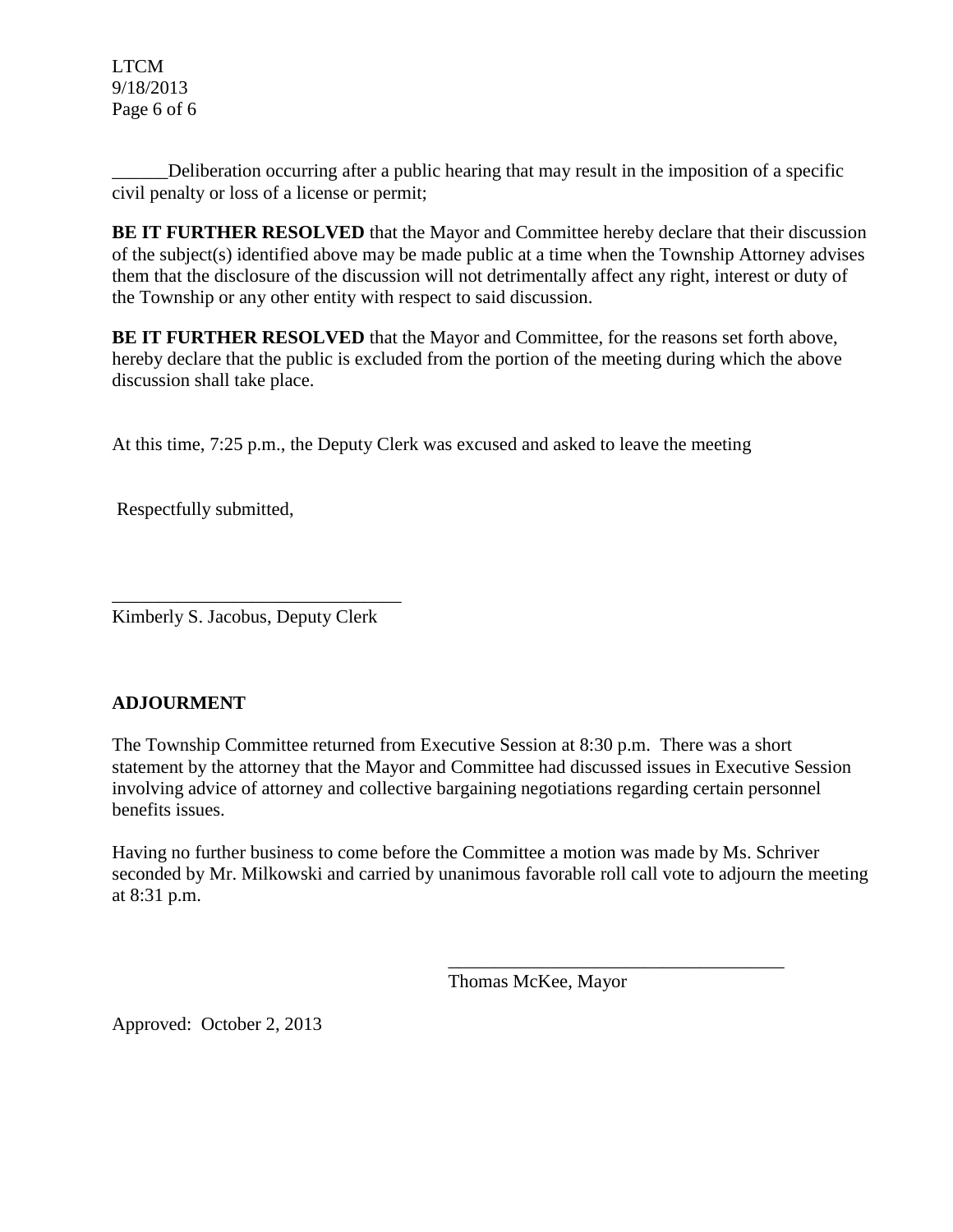______Deliberation occurring after a public hearing that may result in the imposition of a specific civil penalty or loss of a license or permit;

**BE IT FURTHER RESOLVED** that the Mayor and Committee hereby declare that their discussion of the subject(s) identified above may be made public at a time when the Township Attorney advises them that the disclosure of the discussion will not detrimentally affect any right, interest or duty of the Township or any other entity with respect to said discussion.

**BE IT FURTHER RESOLVED** that the Mayor and Committee, for the reasons set forth above, hereby declare that the public is excluded from the portion of the meeting during which the above discussion shall take place.

At this time, 7:25 p.m., the Deputy Clerk was excused and asked to leave the meeting

Respectfully submitted,

_______________________________
Kimberly S. Jacobus, Deputy Clerk

**ADJOURMENT**

The Township Committee returned from Executive Session at 8:30 p.m. There was a short statement by the attorney that the Mayor and Committee had discussed issues in Executive Session involving advice of attorney and collective bargaining negotiations regarding certain personnel benefits issues.

Having no further business to come before the Committee a motion was made by Ms. Schriver seconded by Mr. Milkowski and carried by unanimous favorable roll call vote to adjourn the meeting at 8:31 p.m.

____________________________________
Thomas McKee, Mayor

Approved: October 2, 2013